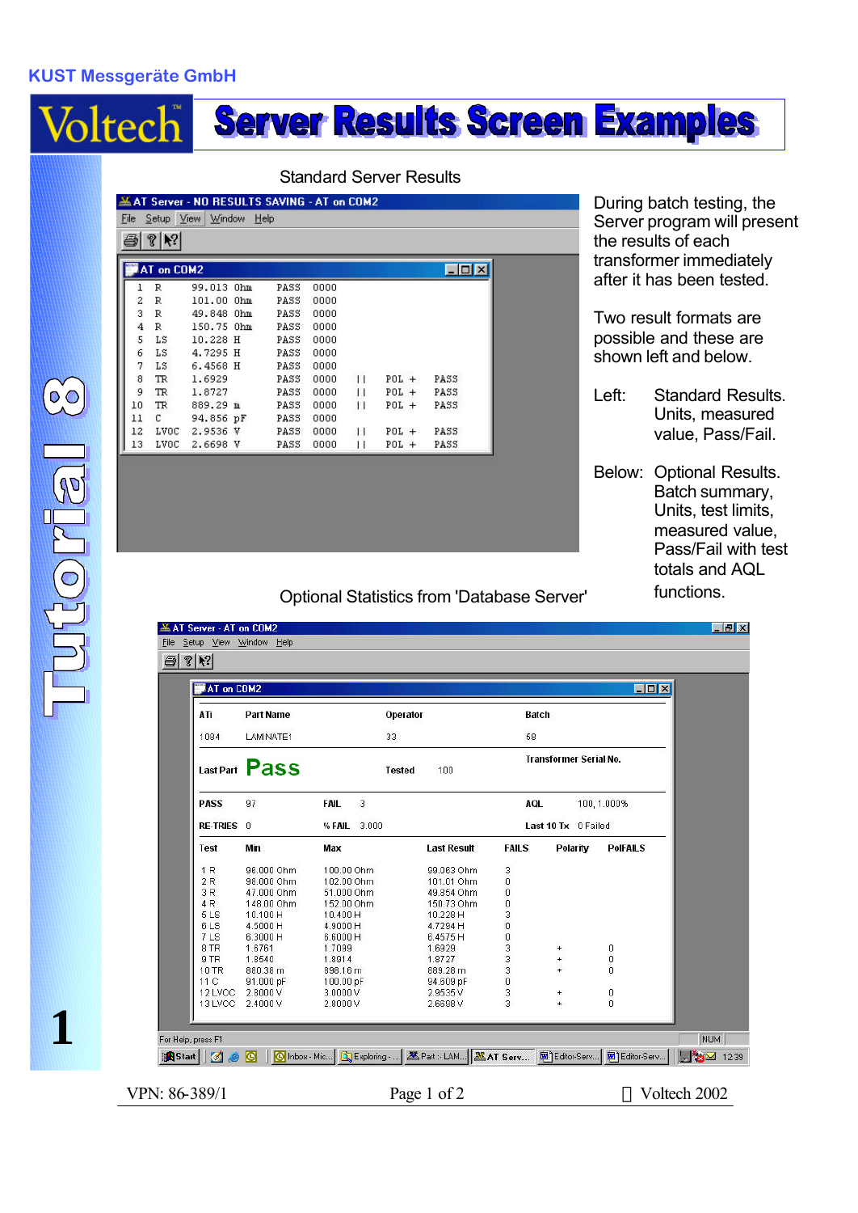KUST Messgeräte GmbH

# Voltech™ Server Results Screen Examples

Tutorial 8

1

## Standard Server Results

AT Server - NO RESULTS SAVING - AT on COM2

File Setup View Window Help

AT on COM2

```
1   R     99.013 Ohm    PASS  0000
2   R     101.00 Ohm    PASS  0000
3   R     49.848 Ohm    PASS  0000
4   R     150.75 Ohm    PASS  0000
5   LS    10.228 H      PASS  0000
6   LS    4.7295 H      PASS  0000
7   LS    6.4568 H      PASS  0000
8   TR    1.6929        PASS  0000   ||   POL +   PASS
9   TR    1.8727        PASS  0000   ||   POL +   PASS
10  TR    889.29 m      PASS  0000   ||   POL +   PASS
11  C     94.856 pF     PASS  0000
12  LVOC  2.9536 V      PASS  0000   ||   POL +   PASS
13  LVOC  2.6698 V      PASS  0000   ||   POL +   PASS
```

During batch testing, the Server program will present the results of each transformer immediately after it has been tested.

Two result formats are possible and these are shown left and below.

Left: Standard Results. Units, measured value, Pass/Fail.

Below: Optional Results. Batch summary, Units, test limits, measured value, Pass/Fail with test totals and AQL functions.

## Optional Statistics from 'Database Server'

AT Server - AT on COM2

File Setup View Window Help

AT on COM2

| ATi | Part Name | Operator | Batch |
|---|---|---|---|
| 1084 | LAMINATE1 | 33 | 58 |

Last Part **Pass** Tested 100 Transformer Serial No.

| PASS | 97 | FAIL | 3 | AQL | 100, 1.000% |
|---|---|---|---|---|---|
| RE-TRIES | 0 | % FAIL | 3.000 | Last 10 Tx | 0 Failed |

| Test | Min | Max | Last Result | FAILS | Polarity | PolFAILS |
|---|---|---|---|---|---|---|
| 1 R | 96.000 Ohm | 100.00 Ohm | 99.063 Ohm | 3 | | |
| 2 R | 98.000 Ohm | 102.00 Ohm | 101.01 Ohm | 0 | | |
| 3 R | 47.000 Ohm | 51.000 Ohm | 49.854 Ohm | 0 | | |
| 4 R | 148.00 Ohm | 152.00 Ohm | 150.73 Ohm | 0 | | |
| 5 LS | 10.100 H | 10.400 H | 10.228 H | 3 | | |
| 6 LS | 4.5000 H | 4.9000 H | 4.7294 H | 0 | | |
| 7 LS | 6.3000 H | 6.6000 H | 6.4575 H | 0 | | |
| 8 TR | 1.6761 | 1.7099 | 1.6929 | 3 | + | 0 |
| 9 TR | 1.8540 | 1.8914 | 1.8727 | 3 | + | 0 |
| 10 TR | 880.38 m | 898.16 m | 889.28 m | 3 | + | 0 |
| 11 C | 91.000 pF | 100.00 pF | 94.609 pF | 0 | | |
| 12 LVOC | 2.8000 V | 3.0000 V | 2.9535 V | 3 | + | 0 |
| 13 LVOC | 2.4000 V | 2.8000 V | 2.6698 V | 3 | + | 0 |

For Help, press F1

VPN: 86-389/1 © Voltech 2002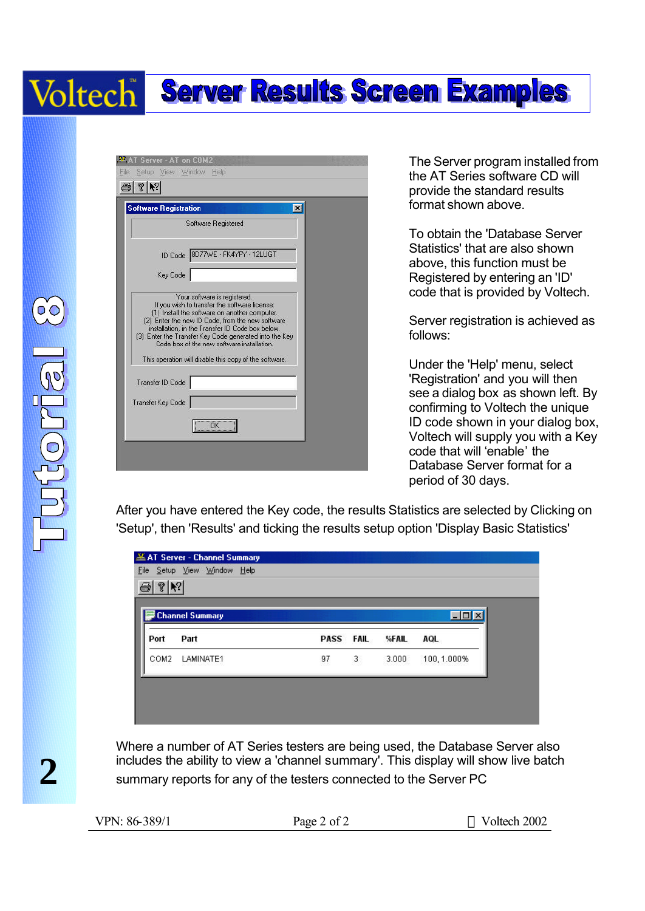# Server Results Screen Examples

AT Server - AT on COM2

File Setup View Window Help

Software Registration

Software Registered

ID Code 8D77WE - FK4YPF - 12LUGT

Key Code

Your software is registered.
If you wish to transfer the software license:
(1) Install the software on another computer.
(2) Enter the new ID Code, from the new software installation, in the Transfer ID Code box below.
(3) Enter the Transfer Key Code generated into the Key Code box of the new software installation.

This operation will disable this copy of the software.

Transfer ID Code

Transfer Key Code

OK

The Server program installed from the AT Series software CD will provide the standard results format shown above.

To obtain the 'Database Server Statistics' that are also shown above, this function must be Registered by entering an 'ID' code that is provided by Voltech.

Server registration is achieved as follows:

Under the 'Help' menu, select 'Registration' and you will then see a dialog box as shown left. By confirming to Voltech the unique ID code shown in your dialog box, Voltech will supply you with a Key code that will 'enable' the Database Server format for a period of 30 days.

After you have entered the Key code, the results Statistics are selected by Clicking on 'Setup', then 'Results' and ticking the results setup option 'Display Basic Statistics'

AT Server - Channel Summary

File Setup View Window Help

Channel Summary

| Port | Part | PASS | FAIL | %FAIL | AQL |
|---|---|---|---|---|---|
| COM2 | LAMINATE1 | 97 | 3 | 3.000 | 100, 1.000% |

Where a number of AT Series testers are being used, the Database Server also includes the ability to view a 'channel summary'. This display will show live batch summary reports for any of the testers connected to the Server PC